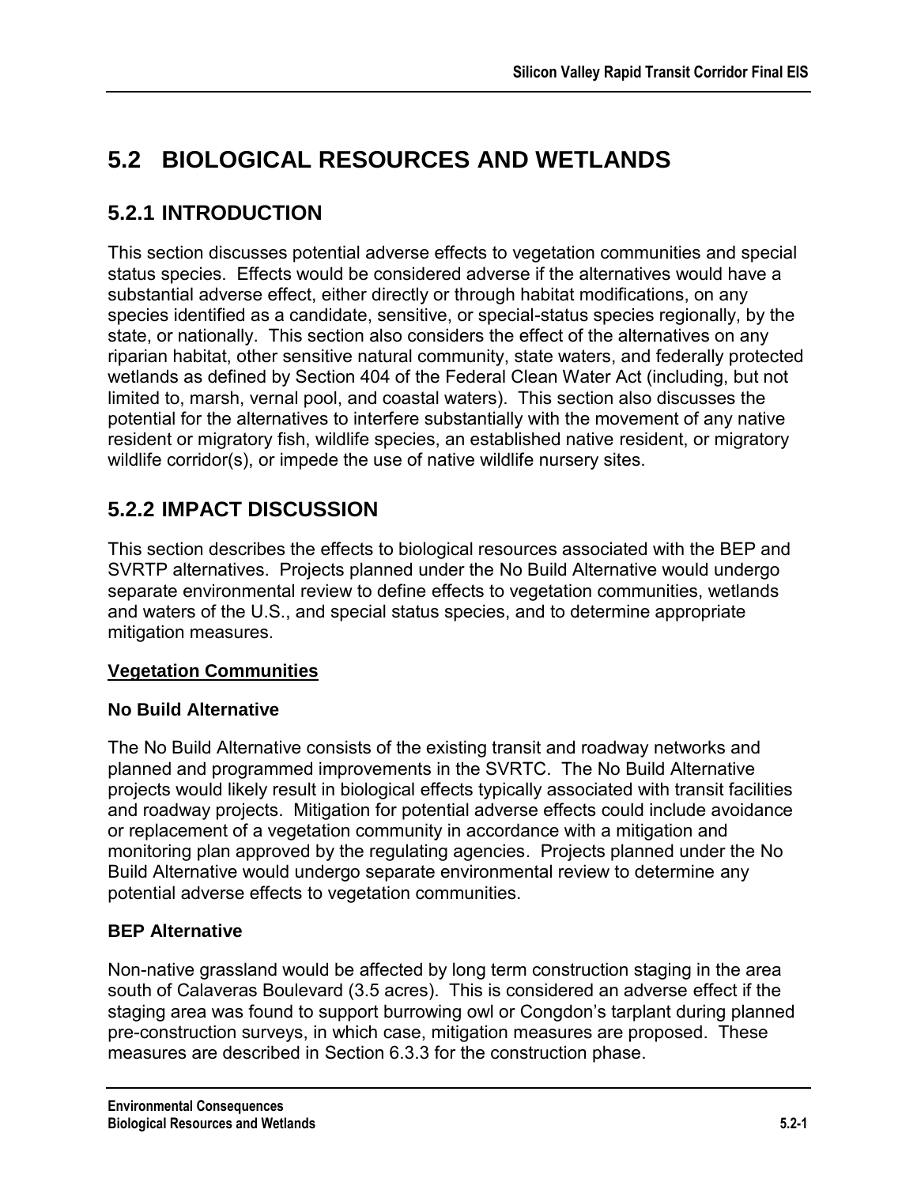# 5.2 BIOLOGICAL RESOURCES AND WETLANDS

## 5.2.1 INTRODUCTION

This section discusses potential adverse effects to vegetation communities and special status species. Effects would be considered adverse if the alternatives would have a substantial adverse effect, either directly or through habitat modifications, on any species identified as a candidate, sensitive, or special-status species regionally, by the state, or nationally. This section also considers the effect of the alternatives on any riparian habitat, other sensitive natural community, state waters, and federally protected wetlands as defined by Section 404 of the Federal Clean Water Act (including, but not limited to, marsh, vernal pool, and coastal waters). This section also discusses the potential for the alternatives to interfere substantially with the movement of any native resident or migratory fish, wildlife species, an established native resident, or migratory wildlife corridor(s), or impede the use of native wildlife nursery sites.

## 5.2.2 IMPACT DISCUSSION

This section describes the effects to biological resources associated with the BEP and SVRTP alternatives. Projects planned under the No Build Alternative would undergo separate environmental review to define effects to vegetation communities, wetlands and waters of the U.S., and special status species, and to determine appropriate mitigation measures.

**Vegetation Communities**

### No Build Alternative

The No Build Alternative consists of the existing transit and roadway networks and planned and programmed improvements in the SVRTC. The No Build Alternative projects would likely result in biological effects typically associated with transit facilities and roadway projects. Mitigation for potential adverse effects could include avoidance or replacement of a vegetation community in accordance with a mitigation and monitoring plan approved by the regulating agencies. Projects planned under the No Build Alternative would undergo separate environmental review to determine any potential adverse effects to vegetation communities.

### BEP Alternative

Non-native grassland would be affected by long term construction staging in the area south of Calaveras Boulevard (3.5 acres). This is considered an adverse effect if the staging area was found to support burrowing owl or Congdon's tarplant during planned pre-construction surveys, in which case, mitigation measures are proposed. These measures are described in Section 6.3.3 for the construction phase.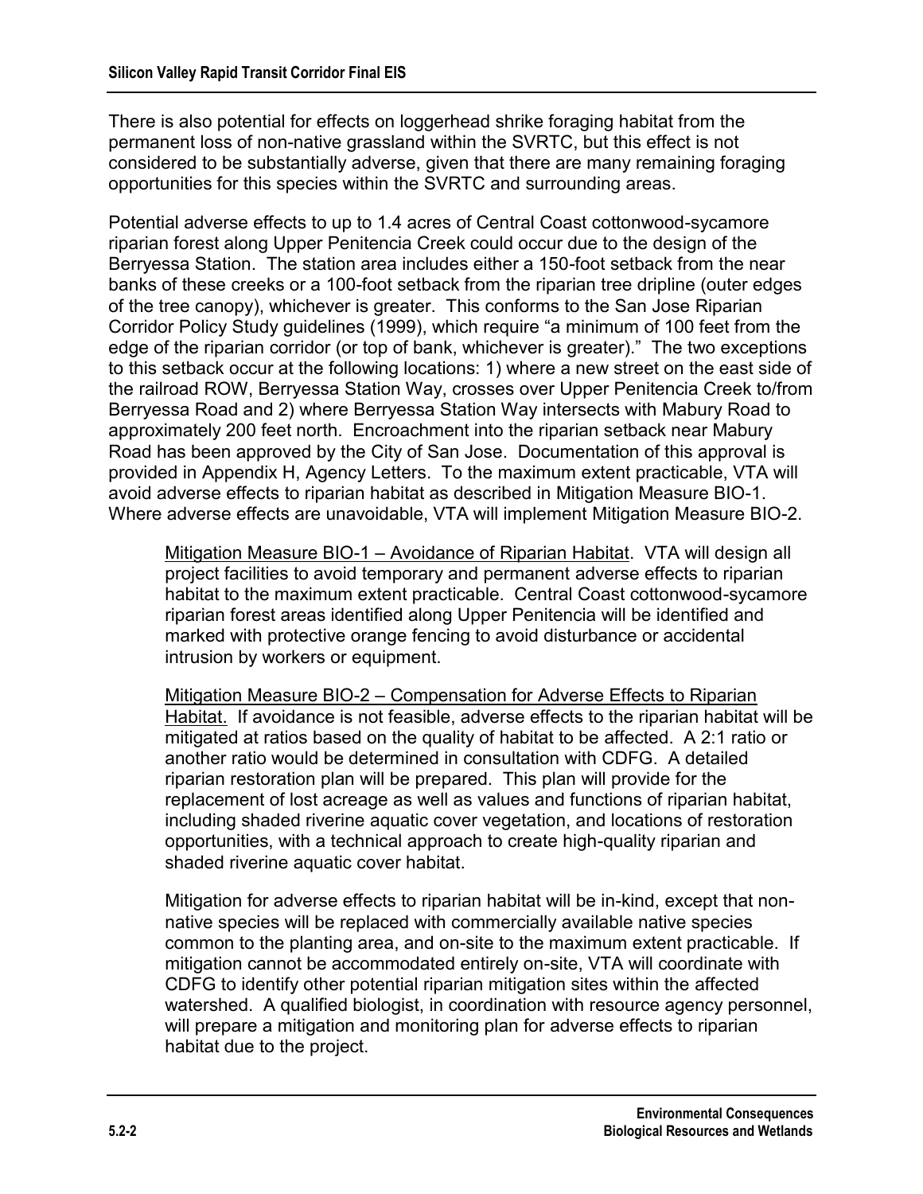There is also potential for effects on loggerhead shrike foraging habitat from the permanent loss of non-native grassland within the SVRTC, but this effect is not considered to be substantially adverse, given that there are many remaining foraging opportunities for this species within the SVRTC and surrounding areas.

Potential adverse effects to up to 1.4 acres of Central Coast cottonwood-sycamore riparian forest along Upper Penitencia Creek could occur due to the design of the Berryessa Station. The station area includes either a 150-foot setback from the near banks of these creeks or a 100-foot setback from the riparian tree dripline (outer edges of the tree canopy), whichever is greater. This conforms to the San Jose Riparian Corridor Policy Study guidelines (1999), which require "a minimum of 100 feet from the edge of the riparian corridor (or top of bank, whichever is greater)." The two exceptions to this setback occur at the following locations: 1) where a new street on the east side of the railroad ROW, Berryessa Station Way, crosses over Upper Penitencia Creek to/from Berryessa Road and 2) where Berryessa Station Way intersects with Mabury Road to approximately 200 feet north. Encroachment into the riparian setback near Mabury Road has been approved by the City of San Jose. Documentation of this approval is provided in Appendix H, Agency Letters. To the maximum extent practicable, VTA will avoid adverse effects to riparian habitat as described in Mitigation Measure BIO-1. Where adverse effects are unavoidable, VTA will implement Mitigation Measure BIO-2.

> <u>Mitigation Measure BIO-1 – Avoidance of Riparian Habitat</u>. VTA will design all project facilities to avoid temporary and permanent adverse effects to riparian habitat to the maximum extent practicable. Central Coast cottonwood-sycamore riparian forest areas identified along Upper Penitencia will be identified and marked with protective orange fencing to avoid disturbance or accidental intrusion by workers or equipment.
>
> <u>Mitigation Measure BIO-2 – Compensation for Adverse Effects to Riparian Habitat.</u> If avoidance is not feasible, adverse effects to the riparian habitat will be mitigated at ratios based on the quality of habitat to be affected. A 2:1 ratio or another ratio would be determined in consultation with CDFG. A detailed riparian restoration plan will be prepared. This plan will provide for the replacement of lost acreage as well as values and functions of riparian habitat, including shaded riverine aquatic cover vegetation, and locations of restoration opportunities, with a technical approach to create high-quality riparian and shaded riverine aquatic cover habitat.
>
> Mitigation for adverse effects to riparian habitat will be in-kind, except that non-native species will be replaced with commercially available native species common to the planting area, and on-site to the maximum extent practicable. If mitigation cannot be accommodated entirely on-site, VTA will coordinate with CDFG to identify other potential riparian mitigation sites within the affected watershed. A qualified biologist, in coordination with resource agency personnel, will prepare a mitigation and monitoring plan for adverse effects to riparian habitat due to the project.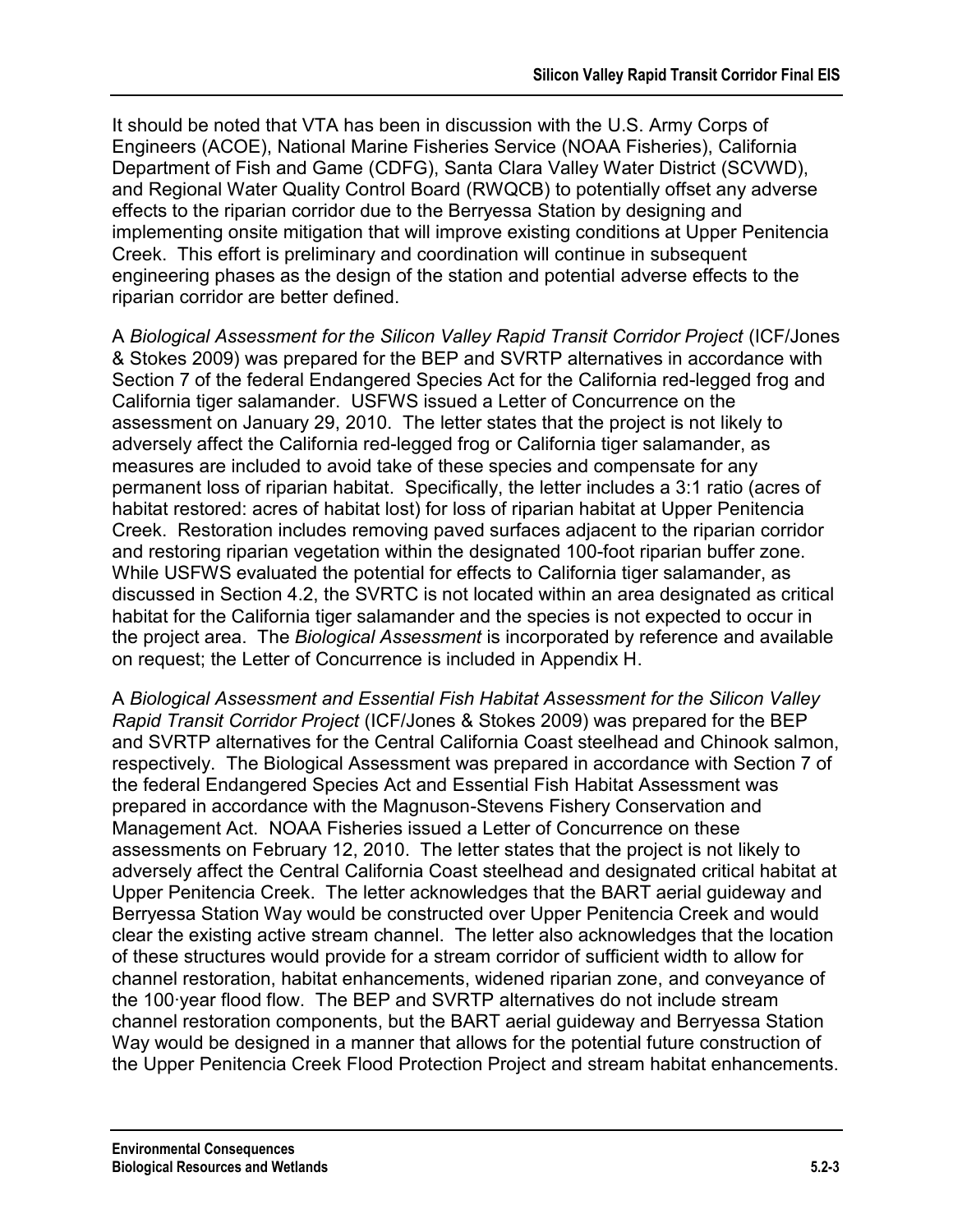It should be noted that VTA has been in discussion with the U.S. Army Corps of Engineers (ACOE), National Marine Fisheries Service (NOAA Fisheries), California Department of Fish and Game (CDFG), Santa Clara Valley Water District (SCVWD), and Regional Water Quality Control Board (RWQCB) to potentially offset any adverse effects to the riparian corridor due to the Berryessa Station by designing and implementing onsite mitigation that will improve existing conditions at Upper Penitencia Creek. This effort is preliminary and coordination will continue in subsequent engineering phases as the design of the station and potential adverse effects to the riparian corridor are better defined.

A *Biological Assessment for the Silicon Valley Rapid Transit Corridor Project* (ICF/Jones & Stokes 2009) was prepared for the BEP and SVRTP alternatives in accordance with Section 7 of the federal Endangered Species Act for the California red-legged frog and California tiger salamander. USFWS issued a Letter of Concurrence on the assessment on January 29, 2010. The letter states that the project is not likely to adversely affect the California red-legged frog or California tiger salamander, as measures are included to avoid take of these species and compensate for any permanent loss of riparian habitat. Specifically, the letter includes a 3:1 ratio (acres of habitat restored: acres of habitat lost) for loss of riparian habitat at Upper Penitencia Creek. Restoration includes removing paved surfaces adjacent to the riparian corridor and restoring riparian vegetation within the designated 100-foot riparian buffer zone. While USFWS evaluated the potential for effects to California tiger salamander, as discussed in Section 4.2, the SVRTC is not located within an area designated as critical habitat for the California tiger salamander and the species is not expected to occur in the project area. The *Biological Assessment* is incorporated by reference and available on request; the Letter of Concurrence is included in Appendix H.

A *Biological Assessment and Essential Fish Habitat Assessment for the Silicon Valley Rapid Transit Corridor Project* (ICF/Jones & Stokes 2009) was prepared for the BEP and SVRTP alternatives for the Central California Coast steelhead and Chinook salmon, respectively. The Biological Assessment was prepared in accordance with Section 7 of the federal Endangered Species Act and Essential Fish Habitat Assessment was prepared in accordance with the Magnuson-Stevens Fishery Conservation and Management Act. NOAA Fisheries issued a Letter of Concurrence on these assessments on February 12, 2010. The letter states that the project is not likely to adversely affect the Central California Coast steelhead and designated critical habitat at Upper Penitencia Creek. The letter acknowledges that the BART aerial guideway and Berryessa Station Way would be constructed over Upper Penitencia Creek and would clear the existing active stream channel. The letter also acknowledges that the location of these structures would provide for a stream corridor of sufficient width to allow for channel restoration, habitat enhancements, widened riparian zone, and conveyance of the 100·year flood flow. The BEP and SVRTP alternatives do not include stream channel restoration components, but the BART aerial guideway and Berryessa Station Way would be designed in a manner that allows for the potential future construction of the Upper Penitencia Creek Flood Protection Project and stream habitat enhancements.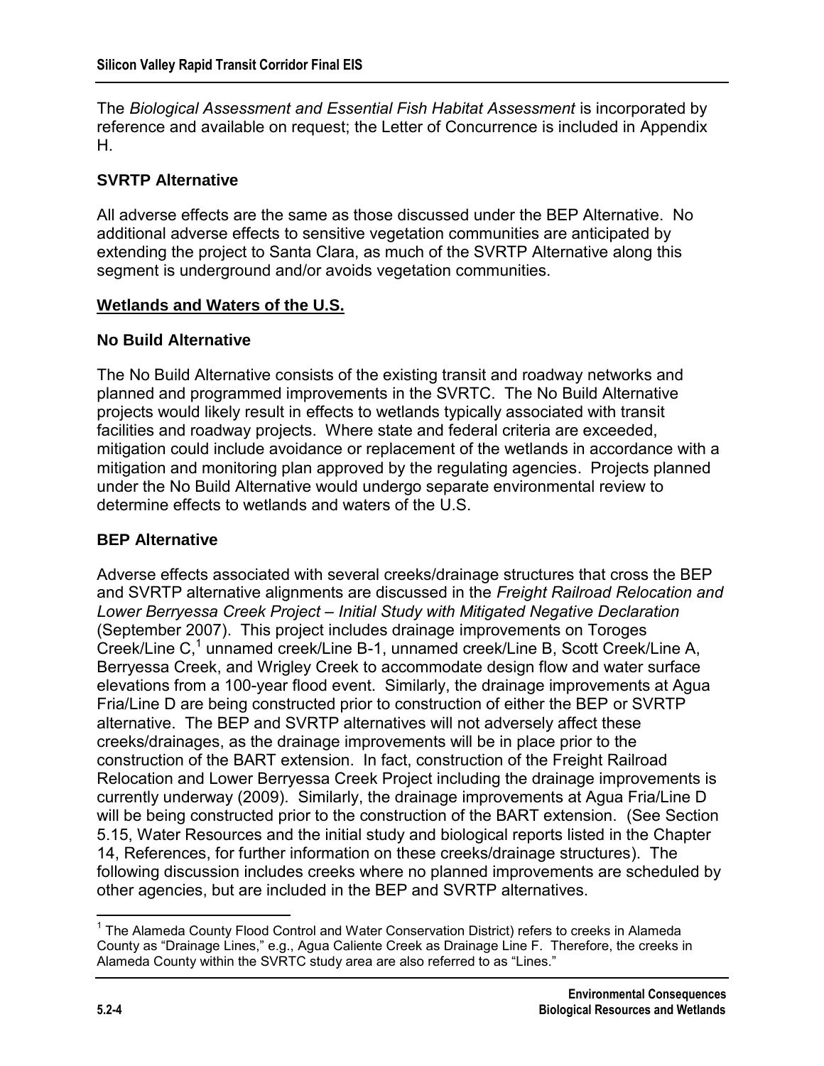The *Biological Assessment and Essential Fish Habitat Assessment* is incorporated by reference and available on request; the Letter of Concurrence is included in Appendix H.

### SVRTP Alternative

All adverse effects are the same as those discussed under the BEP Alternative. No additional adverse effects to sensitive vegetation communities are anticipated by extending the project to Santa Clara, as much of the SVRTP Alternative along this segment is underground and/or avoids vegetation communities.

## Wetlands and Waters of the U.S.

### No Build Alternative

The No Build Alternative consists of the existing transit and roadway networks and planned and programmed improvements in the SVRTC. The No Build Alternative projects would likely result in effects to wetlands typically associated with transit facilities and roadway projects. Where state and federal criteria are exceeded, mitigation could include avoidance or replacement of the wetlands in accordance with a mitigation and monitoring plan approved by the regulating agencies. Projects planned under the No Build Alternative would undergo separate environmental review to determine effects to wetlands and waters of the U.S.

### BEP Alternative

Adverse effects associated with several creeks/drainage structures that cross the BEP and SVRTP alternative alignments are discussed in the *Freight Railroad Relocation and Lower Berryessa Creek Project – Initial Study with Mitigated Negative Declaration* (September 2007). This project includes drainage improvements on Toroges Creek/Line C,[1] unnamed creek/Line B-1, unnamed creek/Line B, Scott Creek/Line A, Berryessa Creek, and Wrigley Creek to accommodate design flow and water surface elevations from a 100-year flood event. Similarly, the drainage improvements at Agua Fria/Line D are being constructed prior to construction of either the BEP or SVRTP alternative. The BEP and SVRTP alternatives will not adversely affect these creeks/drainages, as the drainage improvements will be in place prior to the construction of the BART extension. In fact, construction of the Freight Railroad Relocation and Lower Berryessa Creek Project including the drainage improvements is currently underway (2009). Similarly, the drainage improvements at Agua Fria/Line D will be being constructed prior to the construction of the BART extension. (See Section 5.15, Water Resources and the initial study and biological reports listed in the Chapter 14, References, for further information on these creeks/drainage structures). The following discussion includes creeks where no planned improvements are scheduled by other agencies, but are included in the BEP and SVRTP alternatives.

---

[1] The Alameda County Flood Control and Water Conservation District) refers to creeks in Alameda County as "Drainage Lines," e.g., Agua Caliente Creek as Drainage Line F. Therefore, the creeks in Alameda County within the SVRTC study area are also referred to as "Lines."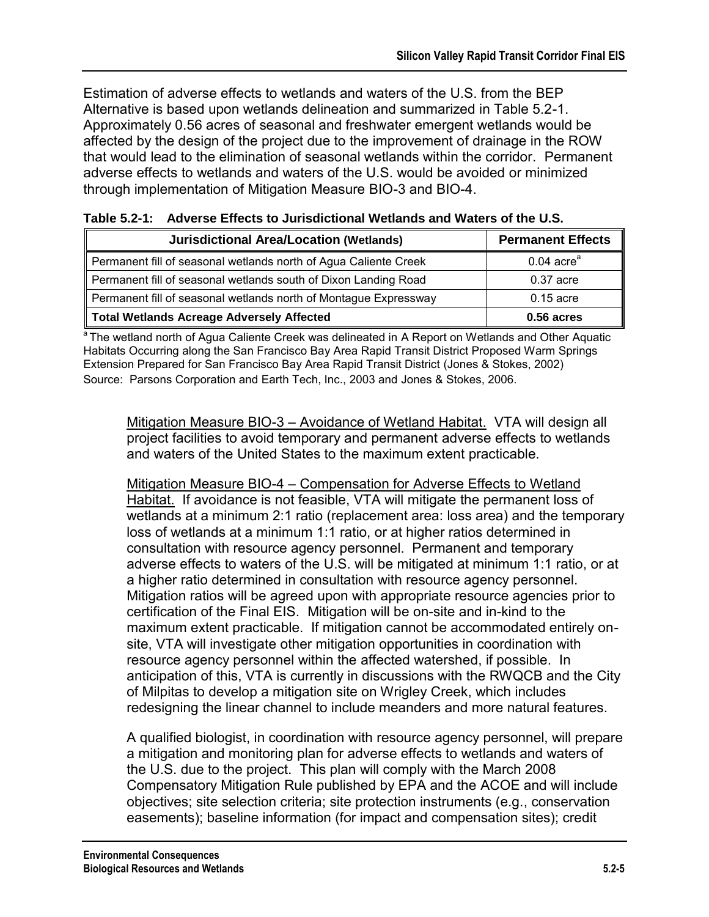Estimation of adverse effects to wetlands and waters of the U.S. from the BEP Alternative is based upon wetlands delineation and summarized in Table 5.2-1. Approximately 0.56 acres of seasonal and freshwater emergent wetlands would be affected by the design of the project due to the improvement of drainage in the ROW that would lead to the elimination of seasonal wetlands within the corridor. Permanent adverse effects to wetlands and waters of the U.S. would be avoided or minimized through implementation of Mitigation Measure BIO-3 and BIO-4.

**Table 5.2-1: Adverse Effects to Jurisdictional Wetlands and Waters of the U.S.**

| Jurisdictional Area/Location (Wetlands) | Permanent Effects |
|---|---|
| Permanent fill of seasonal wetlands north of Agua Caliente Creek | 0.04 acre[a] |
| Permanent fill of seasonal wetlands south of Dixon Landing Road | 0.37 acre |
| Permanent fill of seasonal wetlands north of Montague Expressway | 0.15 acre |
| **Total Wetlands Acreage Adversely Affected** | **0.56 acres** |

[a] The wetland north of Agua Caliente Creek was delineated in A Report on Wetlands and Other Aquatic Habitats Occurring along the San Francisco Bay Area Rapid Transit District Proposed Warm Springs Extension Prepared for San Francisco Bay Area Rapid Transit District (Jones & Stokes, 2002)
Source: Parsons Corporation and Earth Tech, Inc., 2003 and Jones & Stokes, 2006.

Mitigation Measure BIO-3 – Avoidance of Wetland Habitat. VTA will design all project facilities to avoid temporary and permanent adverse effects to wetlands and waters of the United States to the maximum extent practicable.

Mitigation Measure BIO-4 – Compensation for Adverse Effects to Wetland Habitat. If avoidance is not feasible, VTA will mitigate the permanent loss of wetlands at a minimum 2:1 ratio (replacement area: loss area) and the temporary loss of wetlands at a minimum 1:1 ratio, or at higher ratios determined in consultation with resource agency personnel. Permanent and temporary adverse effects to waters of the U.S. will be mitigated at minimum 1:1 ratio, or at a higher ratio determined in consultation with resource agency personnel. Mitigation ratios will be agreed upon with appropriate resource agencies prior to certification of the Final EIS. Mitigation will be on-site and in-kind to the maximum extent practicable. If mitigation cannot be accommodated entirely on-site, VTA will investigate other mitigation opportunities in coordination with resource agency personnel within the affected watershed, if possible. In anticipation of this, VTA is currently in discussions with the RWQCB and the City of Milpitas to develop a mitigation site on Wrigley Creek, which includes redesigning the linear channel to include meanders and more natural features.

A qualified biologist, in coordination with resource agency personnel, will prepare a mitigation and monitoring plan for adverse effects to wetlands and waters of the U.S. due to the project. This plan will comply with the March 2008 Compensatory Mitigation Rule published by EPA and the ACOE and will include objectives; site selection criteria; site protection instruments (e.g., conservation easements); baseline information (for impact and compensation sites); credit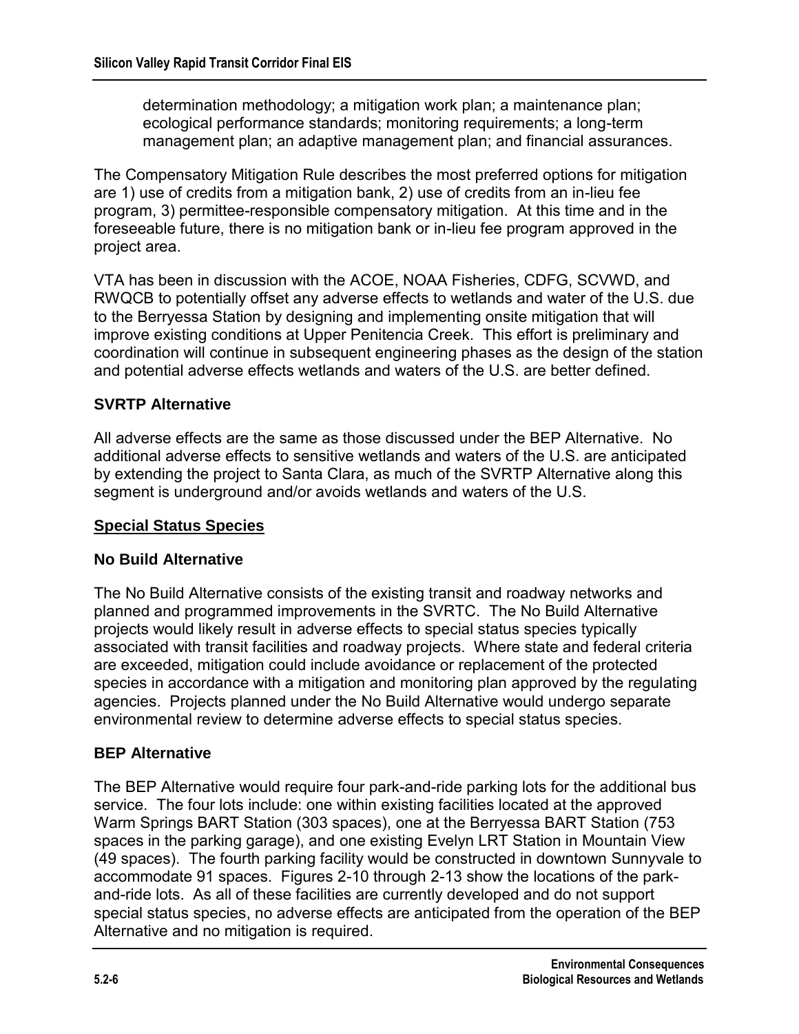determination methodology; a mitigation work plan; a maintenance plan; ecological performance standards; monitoring requirements; a long-term management plan; an adaptive management plan; and financial assurances.

The Compensatory Mitigation Rule describes the most preferred options for mitigation are 1) use of credits from a mitigation bank, 2) use of credits from an in-lieu fee program, 3) permittee-responsible compensatory mitigation. At this time and in the foreseeable future, there is no mitigation bank or in-lieu fee program approved in the project area.

VTA has been in discussion with the ACOE, NOAA Fisheries, CDFG, SCVWD, and RWQCB to potentially offset any adverse effects to wetlands and water of the U.S. due to the Berryessa Station by designing and implementing onsite mitigation that will improve existing conditions at Upper Penitencia Creek. This effort is preliminary and coordination will continue in subsequent engineering phases as the design of the station and potential adverse effects wetlands and waters of the U.S. are better defined.

**SVRTP Alternative**

All adverse effects are the same as those discussed under the BEP Alternative. No additional adverse effects to sensitive wetlands and waters of the U.S. are anticipated by extending the project to Santa Clara, as much of the SVRTP Alternative along this segment is underground and/or avoids wetlands and waters of the U.S.

**Special Status Species**

**No Build Alternative**

The No Build Alternative consists of the existing transit and roadway networks and planned and programmed improvements in the SVRTC. The No Build Alternative projects would likely result in adverse effects to special status species typically associated with transit facilities and roadway projects. Where state and federal criteria are exceeded, mitigation could include avoidance or replacement of the protected species in accordance with a mitigation and monitoring plan approved by the regulating agencies. Projects planned under the No Build Alternative would undergo separate environmental review to determine adverse effects to special status species.

**BEP Alternative**

The BEP Alternative would require four park-and-ride parking lots for the additional bus service. The four lots include: one within existing facilities located at the approved Warm Springs BART Station (303 spaces), one at the Berryessa BART Station (753 spaces in the parking garage), and one existing Evelyn LRT Station in Mountain View (49 spaces). The fourth parking facility would be constructed in downtown Sunnyvale to accommodate 91 spaces. Figures 2-10 through 2-13 show the locations of the park-and-ride lots. As all of these facilities are currently developed and do not support special status species, no adverse effects are anticipated from the operation of the BEP Alternative and no mitigation is required.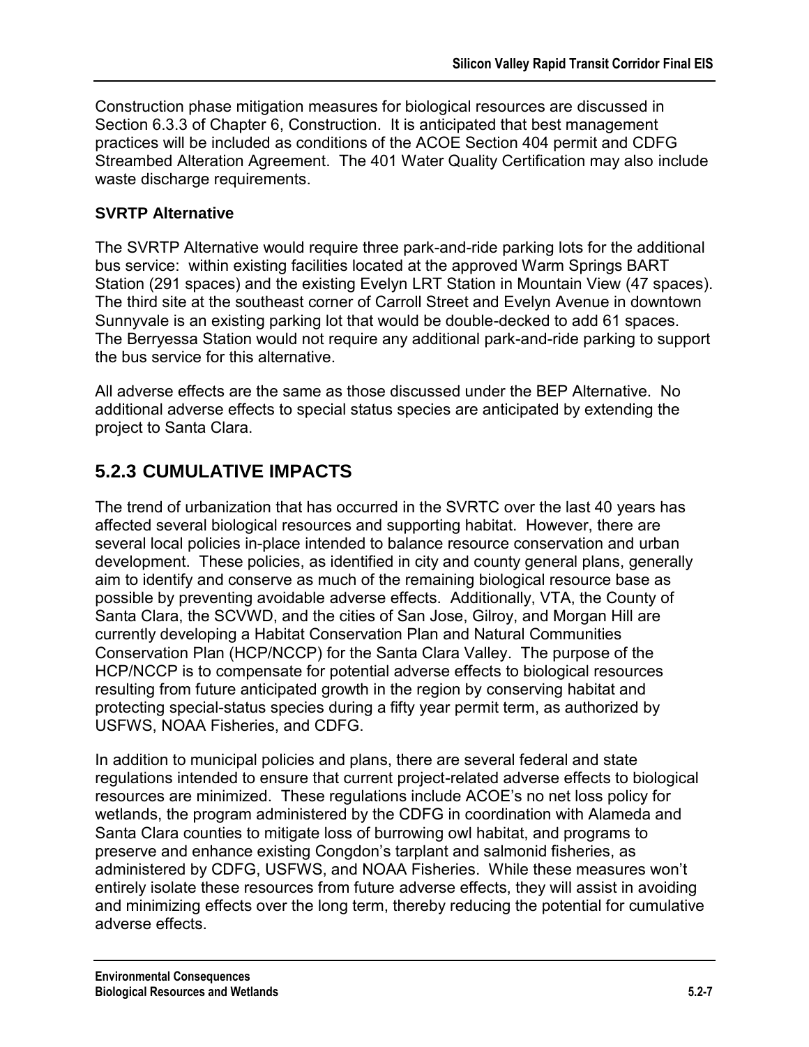Construction phase mitigation measures for biological resources are discussed in Section 6.3.3 of Chapter 6, Construction. It is anticipated that best management practices will be included as conditions of the ACOE Section 404 permit and CDFG Streambed Alteration Agreement. The 401 Water Quality Certification may also include waste discharge requirements.

**SVRTP Alternative**

The SVRTP Alternative would require three park-and-ride parking lots for the additional bus service: within existing facilities located at the approved Warm Springs BART Station (291 spaces) and the existing Evelyn LRT Station in Mountain View (47 spaces). The third site at the southeast corner of Carroll Street and Evelyn Avenue in downtown Sunnyvale is an existing parking lot that would be double-decked to add 61 spaces. The Berryessa Station would not require any additional park-and-ride parking to support the bus service for this alternative.

All adverse effects are the same as those discussed under the BEP Alternative. No additional adverse effects to special status species are anticipated by extending the project to Santa Clara.

## 5.2.3 CUMULATIVE IMPACTS

The trend of urbanization that has occurred in the SVRTC over the last 40 years has affected several biological resources and supporting habitat. However, there are several local policies in-place intended to balance resource conservation and urban development. These policies, as identified in city and county general plans, generally aim to identify and conserve as much of the remaining biological resource base as possible by preventing avoidable adverse effects. Additionally, VTA, the County of Santa Clara, the SCVWD, and the cities of San Jose, Gilroy, and Morgan Hill are currently developing a Habitat Conservation Plan and Natural Communities Conservation Plan (HCP/NCCP) for the Santa Clara Valley. The purpose of the HCP/NCCP is to compensate for potential adverse effects to biological resources resulting from future anticipated growth in the region by conserving habitat and protecting special-status species during a fifty year permit term, as authorized by USFWS, NOAA Fisheries, and CDFG.

In addition to municipal policies and plans, there are several federal and state regulations intended to ensure that current project-related adverse effects to biological resources are minimized. These regulations include ACOE's no net loss policy for wetlands, the program administered by the CDFG in coordination with Alameda and Santa Clara counties to mitigate loss of burrowing owl habitat, and programs to preserve and enhance existing Congdon's tarplant and salmonid fisheries, as administered by CDFG, USFWS, and NOAA Fisheries. While these measures won't entirely isolate these resources from future adverse effects, they will assist in avoiding and minimizing effects over the long term, thereby reducing the potential for cumulative adverse effects.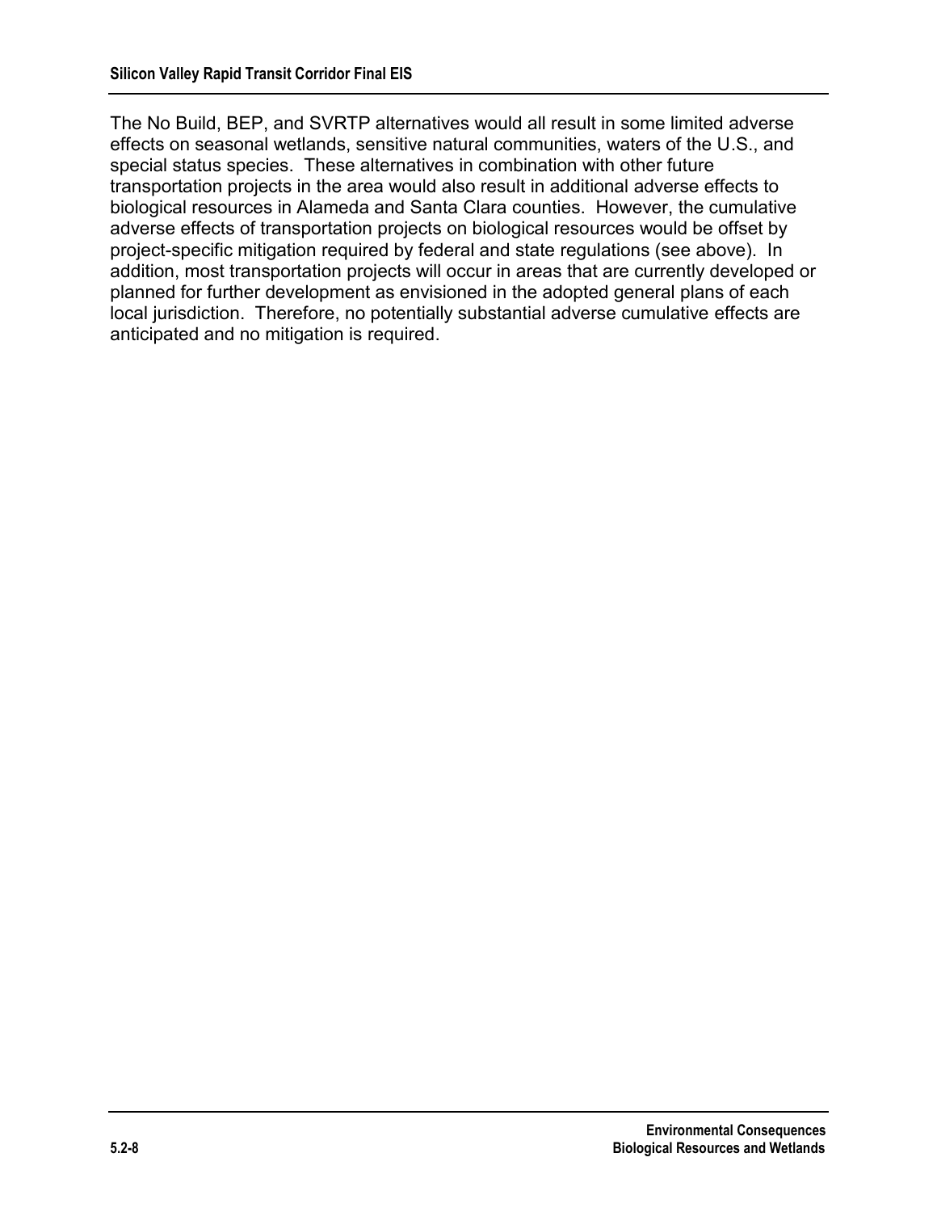The No Build, BEP, and SVRTP alternatives would all result in some limited adverse effects on seasonal wetlands, sensitive natural communities, waters of the U.S., and special status species. These alternatives in combination with other future transportation projects in the area would also result in additional adverse effects to biological resources in Alameda and Santa Clara counties. However, the cumulative adverse effects of transportation projects on biological resources would be offset by project-specific mitigation required by federal and state regulations (see above). In addition, most transportation projects will occur in areas that are currently developed or planned for further development as envisioned in the adopted general plans of each local jurisdiction. Therefore, no potentially substantial adverse cumulative effects are anticipated and no mitigation is required.